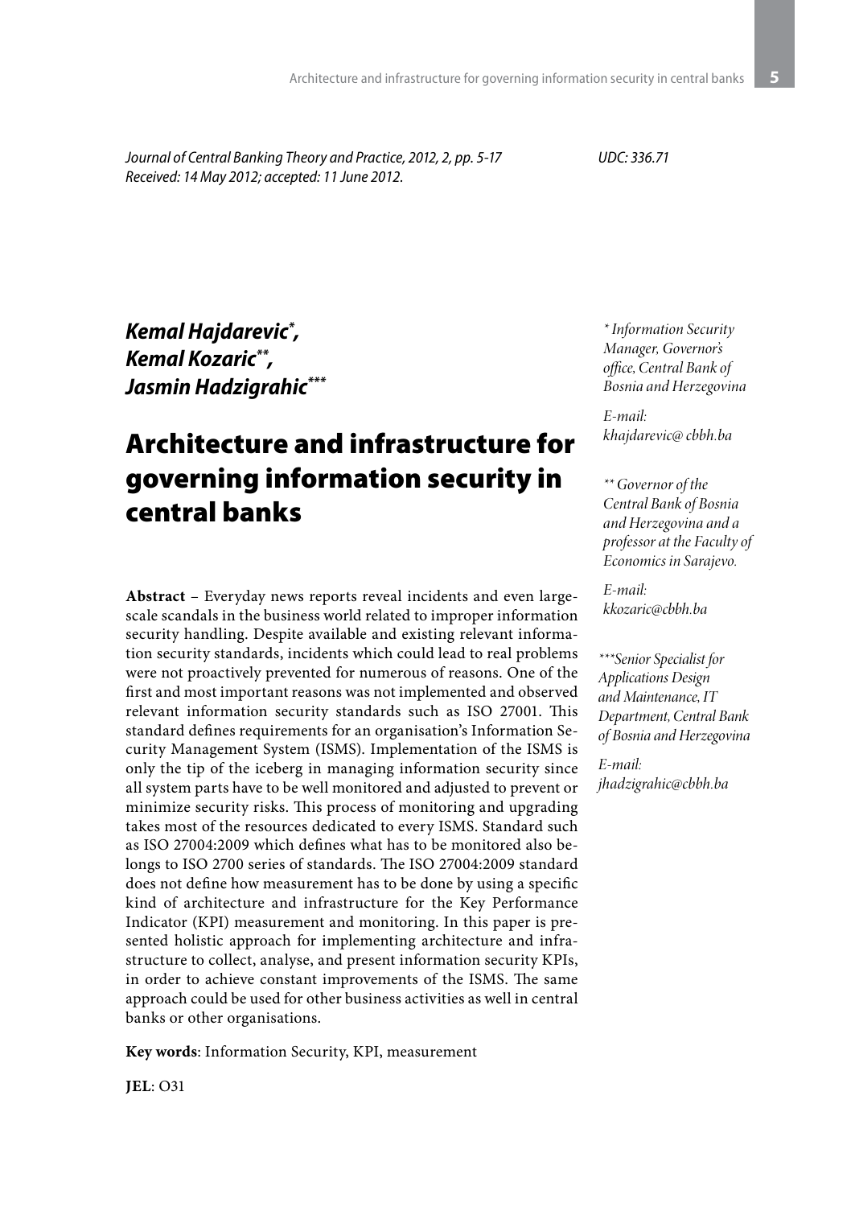*Journal of Central Banking Theory and Practice, 2012, 2, pp. 5-17*
*Received: 14 May 2012; accepted: 11 June 2012.*

*UDC: 336.71*

***Kemal Hajdarevic*** [*], ***Kemal Kozaric*** [**], ***Jasmin Hadzigrahic*** [***]

*[*] Information Security Manager, Governor's office, Central Bank of Bosnia and Herzegovina*

*E-mail: khajdarevic@ cbbh.ba*

*[**] Governor of the Central Bank of Bosnia and Herzegovina and a professor at the Faculty of Economics in Sarajevo.*

*E-mail: kkozaric@cbbh.ba*

*[***] Senior Specialist for Applications Design and Maintenance, IT Department, Central Bank of Bosnia and Herzegovina*

*E-mail: jhadzigrahic@cbbh.ba*

# Architecture and infrastructure for governing information security in central banks

**Abstract** – Everyday news reports reveal incidents and even large-scale scandals in the business world related to improper information security handling. Despite available and existing relevant information security standards, incidents which could lead to real problems were not proactively prevented for numerous of reasons. One of the first and most important reasons was not implemented and observed relevant information security standards such as ISO 27001. This standard defines requirements for an organisation's Information Security Management System (ISMS). Implementation of the ISMS is only the tip of the iceberg in managing information security since all system parts have to be well monitored and adjusted to prevent or minimize security risks. This process of monitoring and upgrading takes most of the resources dedicated to every ISMS. Standard such as ISO 27004:2009 which defines what has to be monitored also belongs to ISO 2700 series of standards. The ISO 27004:2009 standard does not define how measurement has to be done by using a specific kind of architecture and infrastructure for the Key Performance Indicator (KPI) measurement and monitoring. In this paper is presented holistic approach for implementing architecture and infrastructure to collect, analyse, and present information security KPIs, in order to achieve constant improvements of the ISMS. The same approach could be used for other business activities as well in central banks or other organisations.

**Key words**: Information Security, KPI, measurement

**JEL**: O31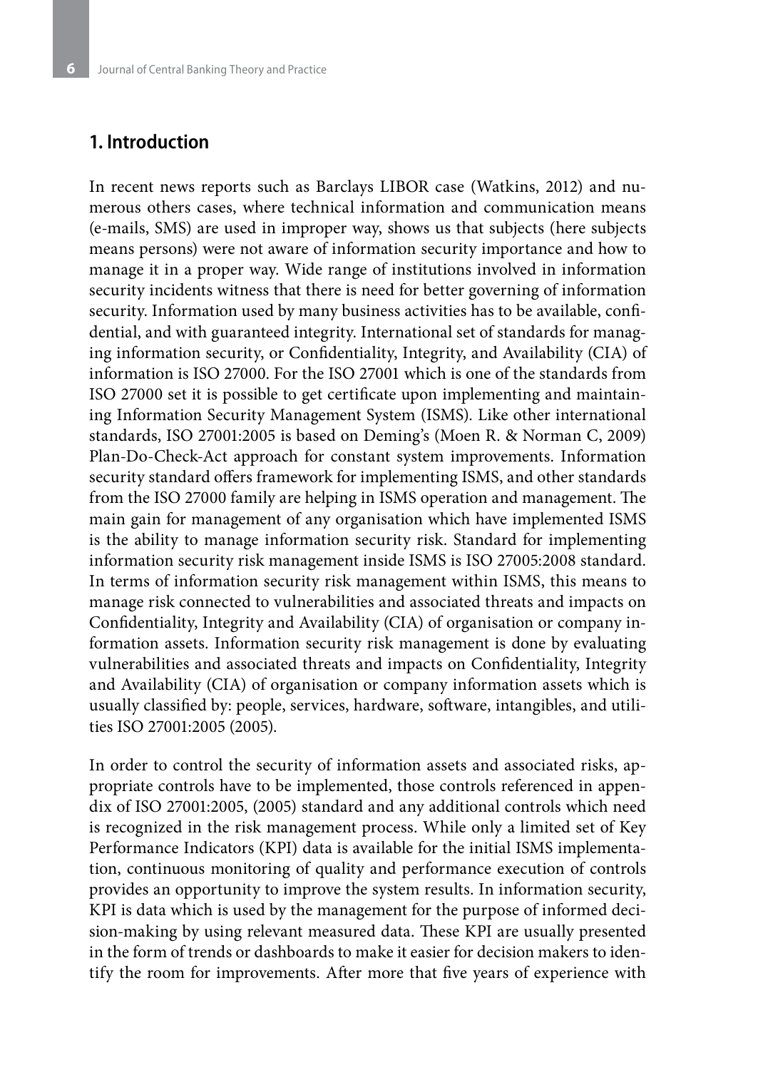## 1. Introduction

In recent news reports such as Barclays LIBOR case (Watkins, 2012) and numerous others cases, where technical information and communication means (e-mails, SMS) are used in improper way, shows us that subjects (here subjects means persons) were not aware of information security importance and how to manage it in a proper way. Wide range of institutions involved in information security incidents witness that there is need for better governing of information security. Information used by many business activities has to be available, confidential, and with guaranteed integrity. International set of standards for managing information security, or Confidentiality, Integrity, and Availability (CIA) of information is ISO 27000. For the ISO 27001 which is one of the standards from ISO 27000 set it is possible to get certificate upon implementing and maintaining Information Security Management System (ISMS). Like other international standards, ISO 27001:2005 is based on Deming's (Moen R. & Norman C, 2009) Plan-Do-Check-Act approach for constant system improvements. Information security standard offers framework for implementing ISMS, and other standards from the ISO 27000 family are helping in ISMS operation and management. The main gain for management of any organisation which have implemented ISMS is the ability to manage information security risk. Standard for implementing information security risk management inside ISMS is ISO 27005:2008 standard. In terms of information security risk management within ISMS, this means to manage risk connected to vulnerabilities and associated threats and impacts on Confidentiality, Integrity and Availability (CIA) of organisation or company information assets. Information security risk management is done by evaluating vulnerabilities and associated threats and impacts on Confidentiality, Integrity and Availability (CIA) of organisation or company information assets which is usually classified by: people, services, hardware, software, intangibles, and utilities ISO 27001:2005 (2005).

In order to control the security of information assets and associated risks, appropriate controls have to be implemented, those controls referenced in appendix of ISO 27001:2005, (2005) standard and any additional controls which need is recognized in the risk management process. While only a limited set of Key Performance Indicators (KPI) data is available for the initial ISMS implementation, continuous monitoring of quality and performance execution of controls provides an opportunity to improve the system results. In information security, KPI is data which is used by the management for the purpose of informed decision-making by using relevant measured data. These KPI are usually presented in the form of trends or dashboards to make it easier for decision makers to identify the room for improvements. After more that five years of experience with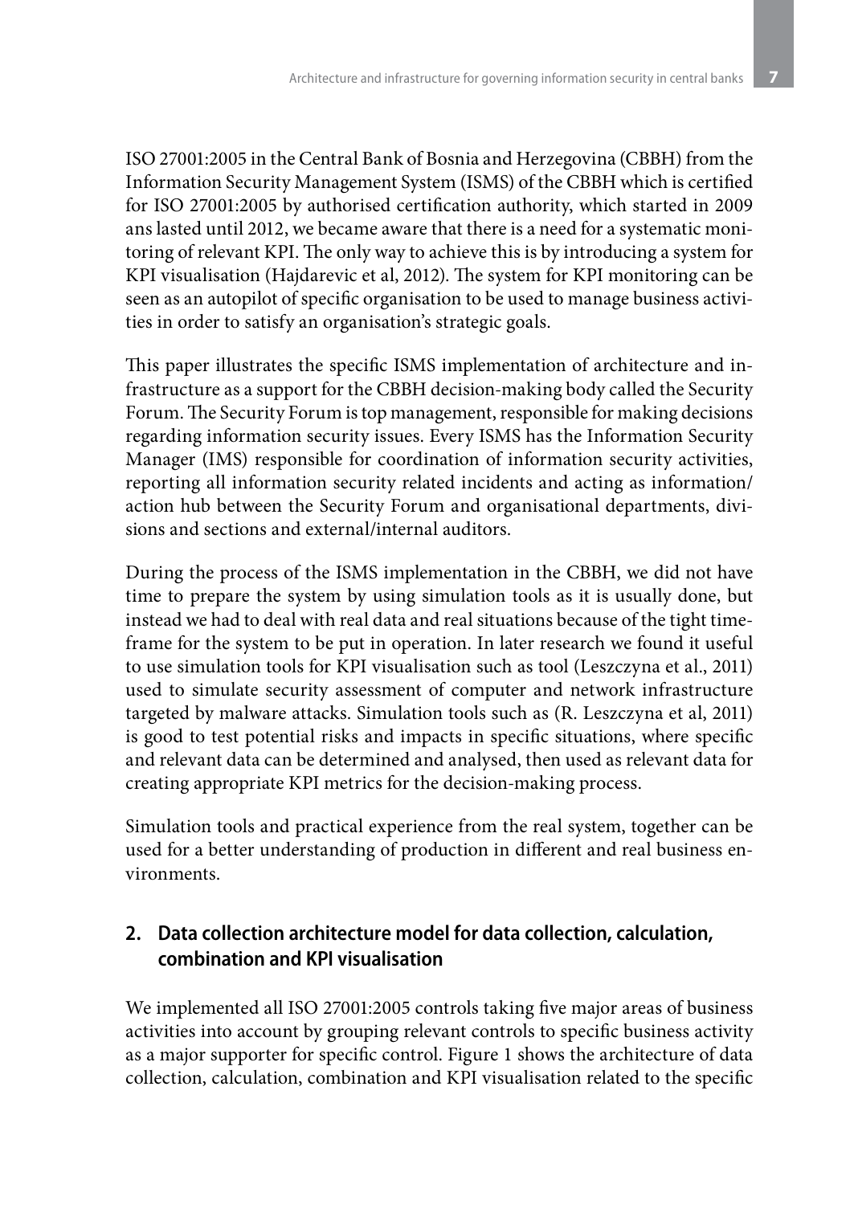ISO 27001:2005 in the Central Bank of Bosnia and Herzegovina (CBBH) from the Information Security Management System (ISMS) of the CBBH which is certified for ISO 27001:2005 by authorised certification authority, which started in 2009 ans lasted until 2012, we became aware that there is a need for a systematic monitoring of relevant KPI. The only way to achieve this is by introducing a system for KPI visualisation (Hajdarevic et al, 2012). The system for KPI monitoring can be seen as an autopilot of specific organisation to be used to manage business activities in order to satisfy an organisation's strategic goals.

This paper illustrates the specific ISMS implementation of architecture and infrastructure as a support for the CBBH decision-making body called the Security Forum. The Security Forum is top management, responsible for making decisions regarding information security issues. Every ISMS has the Information Security Manager (IMS) responsible for coordination of information security activities, reporting all information security related incidents and acting as information/action hub between the Security Forum and organisational departments, divisions and sections and external/internal auditors.

During the process of the ISMS implementation in the CBBH, we did not have time to prepare the system by using simulation tools as it is usually done, but instead we had to deal with real data and real situations because of the tight timeframe for the system to be put in operation. In later research we found it useful to use simulation tools for KPI visualisation such as tool (Leszczyna et al., 2011) used to simulate security assessment of computer and network infrastructure targeted by malware attacks. Simulation tools such as (R. Leszczyna et al, 2011) is good to test potential risks and impacts in specific situations, where specific and relevant data can be determined and analysed, then used as relevant data for creating appropriate KPI metrics for the decision-making process.

Simulation tools and practical experience from the real system, together can be used for a better understanding of production in different and real business environments.

## 2. Data collection architecture model for data collection, calculation, combination and KPI visualisation

We implemented all ISO 27001:2005 controls taking five major areas of business activities into account by grouping relevant controls to specific business activity as a major supporter for specific control. Figure 1 shows the architecture of data collection, calculation, combination and KPI visualisation related to the specific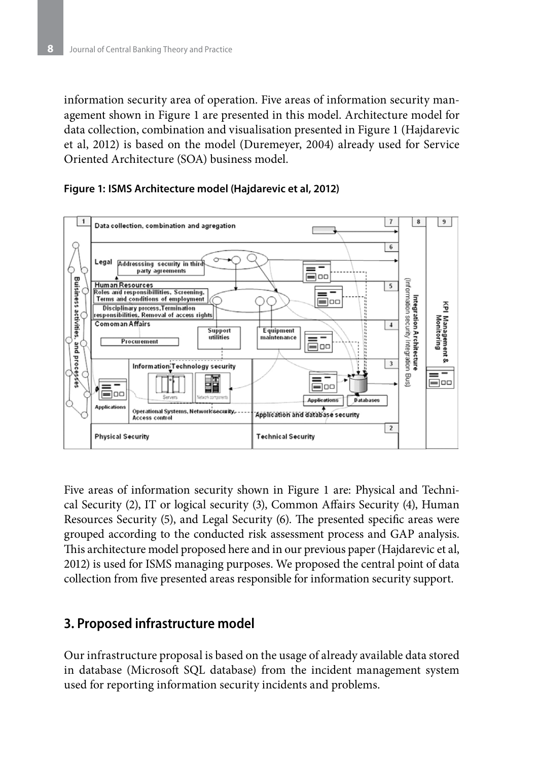information security area of operation. Five areas of information security management shown in Figure 1 are presented in this model. Architecture model for data collection, combination and visualisation presented in Figure 1 (Hajdarevic et al, 2012) is based on the model (Duremeyer, 2004) already used for Service Oriented Architecture (SOA) business model.

**Figure 1: ISMS Architecture model (Hajdarevic et al, 2012)**

Five areas of information security shown in Figure 1 are: Physical and Technical Security (2), IT or logical security (3), Common Affairs Security (4), Human Resources Security (5), and Legal Security (6). The presented specific areas were grouped according to the conducted risk assessment process and GAP analysis. This architecture model proposed here and in our previous paper (Hajdarevic et al, 2012) is used for ISMS managing purposes. We proposed the central point of data collection from five presented areas responsible for information security support.

## 3. Proposed infrastructure model

Our infrastructure proposal is based on the usage of already available data stored in database (Microsoft SQL database) from the incident management system used for reporting information security incidents and problems.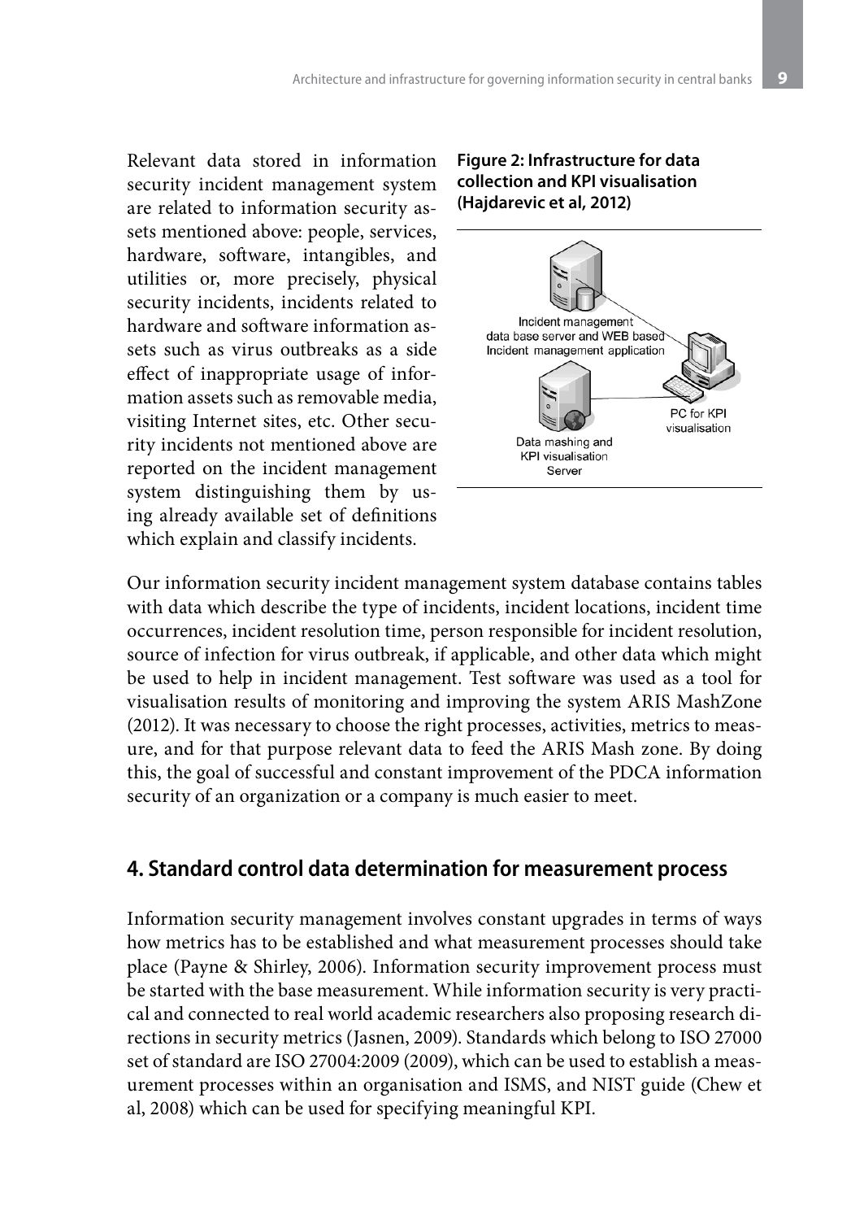Relevant data stored in information security incident management system are related to information security assets mentioned above: people, services, hardware, software, intangibles, and utilities or, more precisely, physical security incidents, incidents related to hardware and software information assets such as virus outbreaks as a side effect of inappropriate usage of information assets such as removable media, visiting Internet sites, etc. Other security incidents not mentioned above are reported on the incident management system distinguishing them by using already available set of definitions which explain and classify incidents.

**Figure 2: Infrastructure for data collection and KPI visualisation (Hajdarevic et al, 2012)**

Incident management data base server and WEB based Incident management application

PC for KPI visualisation

Data mashing and KPI visualisation Server

Our information security incident management system database contains tables with data which describe the type of incidents, incident locations, incident time occurrences, incident resolution time, person responsible for incident resolution, source of infection for virus outbreak, if applicable, and other data which might be used to help in incident management. Test software was used as a tool for visualisation results of monitoring and improving the system ARIS MashZone (2012). It was necessary to choose the right processes, activities, metrics to measure, and for that purpose relevant data to feed the ARIS Mash zone. By doing this, the goal of successful and constant improvement of the PDCA information security of an organization or a company is much easier to meet.

## 4. Standard control data determination for measurement process

Information security management involves constant upgrades in terms of ways how metrics has to be established and what measurement processes should take place (Payne & Shirley, 2006). Information security improvement process must be started with the base measurement. While information security is very practical and connected to real world academic researchers also proposing research directions in security metrics (Jasnen, 2009). Standards which belong to ISO 27000 set of standard are ISO 27004:2009 (2009), which can be used to establish a measurement processes within an organisation and ISMS, and NIST guide (Chew et al, 2008) which can be used for specifying meaningful KPI.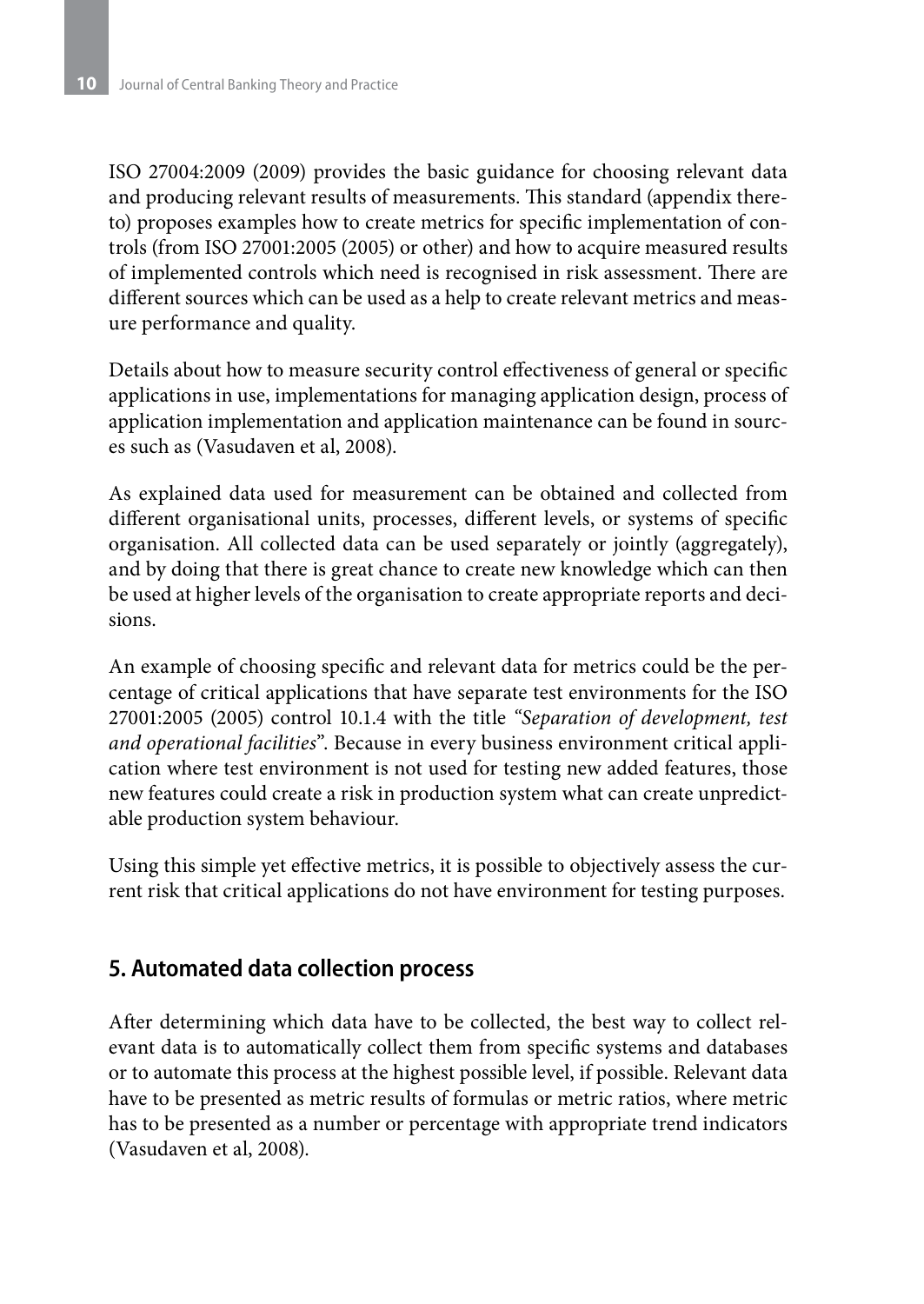ISO 27004:2009 (2009) provides the basic guidance for choosing relevant data and producing relevant results of measurements. This standard (appendix thereto) proposes examples how to create metrics for specific implementation of controls (from ISO 27001:2005 (2005) or other) and how to acquire measured results of implemented controls which need is recognised in risk assessment. There are different sources which can be used as a help to create relevant metrics and measure performance and quality.

Details about how to measure security control effectiveness of general or specific applications in use, implementations for managing application design, process of application implementation and application maintenance can be found in sources such as (Vasudaven et al, 2008).

As explained data used for measurement can be obtained and collected from different organisational units, processes, different levels, or systems of specific organisation. All collected data can be used separately or jointly (aggregately), and by doing that there is great chance to create new knowledge which can then be used at higher levels of the organisation to create appropriate reports and decisions.

An example of choosing specific and relevant data for metrics could be the percentage of critical applications that have separate test environments for the ISO 27001:2005 (2005) control 10.1.4 with the title "*Separation of development, test and operational facilities*". Because in every business environment critical application where test environment is not used for testing new added features, those new features could create a risk in production system what can create unpredictable production system behaviour.

Using this simple yet effective metrics, it is possible to objectively assess the current risk that critical applications do not have environment for testing purposes.

## 5. Automated data collection process

After determining which data have to be collected, the best way to collect relevant data is to automatically collect them from specific systems and databases or to automate this process at the highest possible level, if possible. Relevant data have to be presented as metric results of formulas or metric ratios, where metric has to be presented as a number or percentage with appropriate trend indicators (Vasudaven et al, 2008).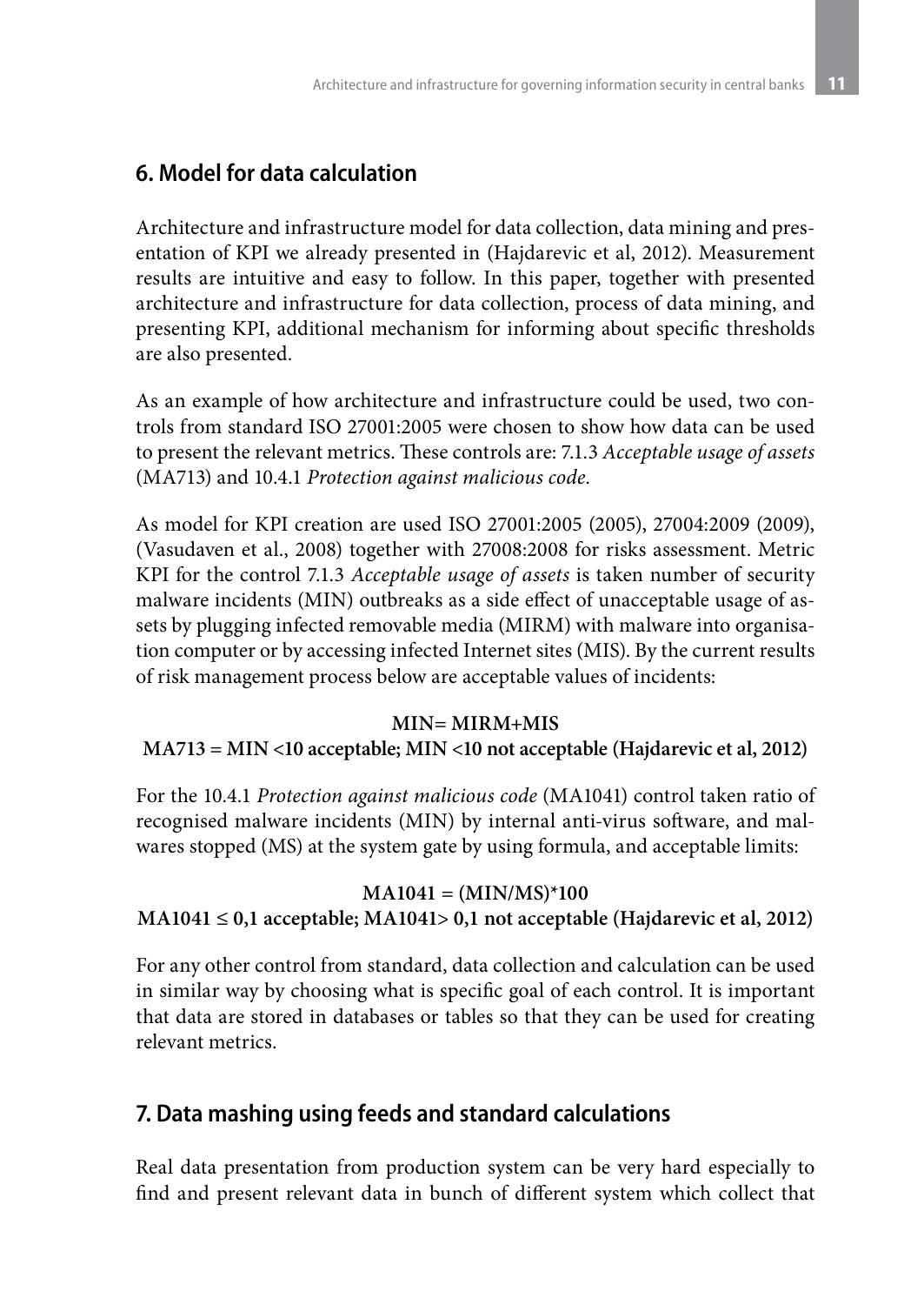## 6. Model for data calculation

Architecture and infrastructure model for data collection, data mining and presentation of KPI we already presented in (Hajdarevic et al, 2012). Measurement results are intuitive and easy to follow. In this paper, together with presented architecture and infrastructure for data collection, process of data mining, and presenting KPI, additional mechanism for informing about specific thresholds are also presented.

As an example of how architecture and infrastructure could be used, two controls from standard ISO 27001:2005 were chosen to show how data can be used to present the relevant metrics. These controls are: 7.1.3 *Acceptable usage of assets* (MA713) and 10.4.1 *Protection against malicious code*.

As model for KPI creation are used ISO 27001:2005 (2005), 27004:2009 (2009), (Vasudaven et al., 2008) together with 27008:2008 for risks assessment. Metric KPI for the control 7.1.3 *Acceptable usage of assets* is taken number of security malware incidents (MIN) outbreaks as a side effect of unacceptable usage of assets by plugging infected removable media (MIRM) with malware into organisation computer or by accessing infected Internet sites (MIS). By the current results of risk management process below are acceptable values of incidents:

**MIN= MIRM+MIS**

**MA713 = MIN <10 acceptable; MIN <10 not acceptable (Hajdarevic et al, 2012)**

For the 10.4.1 *Protection against malicious code* (MA1041) control taken ratio of recognised malware incidents (MIN) by internal anti-virus software, and malwares stopped (MS) at the system gate by using formula, and acceptable limits:

**MA1041 = (MIN/MS)*100**

**MA1041 ≤ 0,1 acceptable; MA1041> 0,1 not acceptable (Hajdarevic et al, 2012)**

For any other control from standard, data collection and calculation can be used in similar way by choosing what is specific goal of each control. It is important that data are stored in databases or tables so that they can be used for creating relevant metrics.

## 7. Data mashing using feeds and standard calculations

Real data presentation from production system can be very hard especially to find and present relevant data in bunch of different system which collect that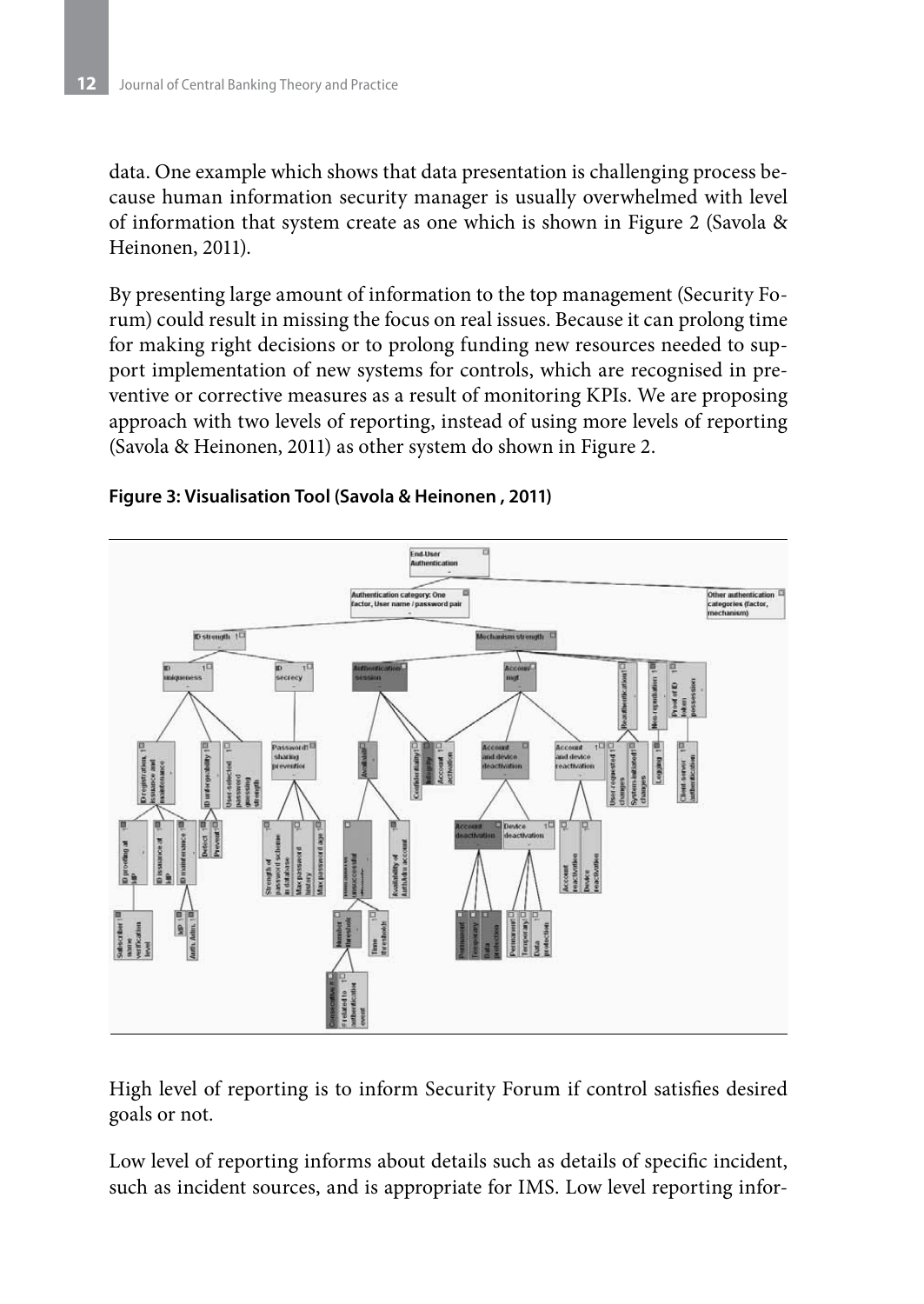data. One example which shows that data presentation is challenging process because human information security manager is usually overwhelmed with level of information that system create as one which is shown in Figure 2 (Savola & Heinonen, 2011).

By presenting large amount of information to the top management (Security Forum) could result in missing the focus on real issues. Because it can prolong time for making right decisions or to prolong funding new resources needed to support implementation of new systems for controls, which are recognised in preventive or corrective measures as a result of monitoring KPIs. We are proposing approach with two levels of reporting, instead of using more levels of reporting (Savola & Heinonen, 2011) as other system do shown in Figure 2.

**Figure 3: Visualisation Tool (Savola & Heinonen , 2011)**

High level of reporting is to inform Security Forum if control satisfies desired goals or not.

Low level of reporting informs about details such as details of specific incident, such as incident sources, and is appropriate for IMS. Low level reporting infor-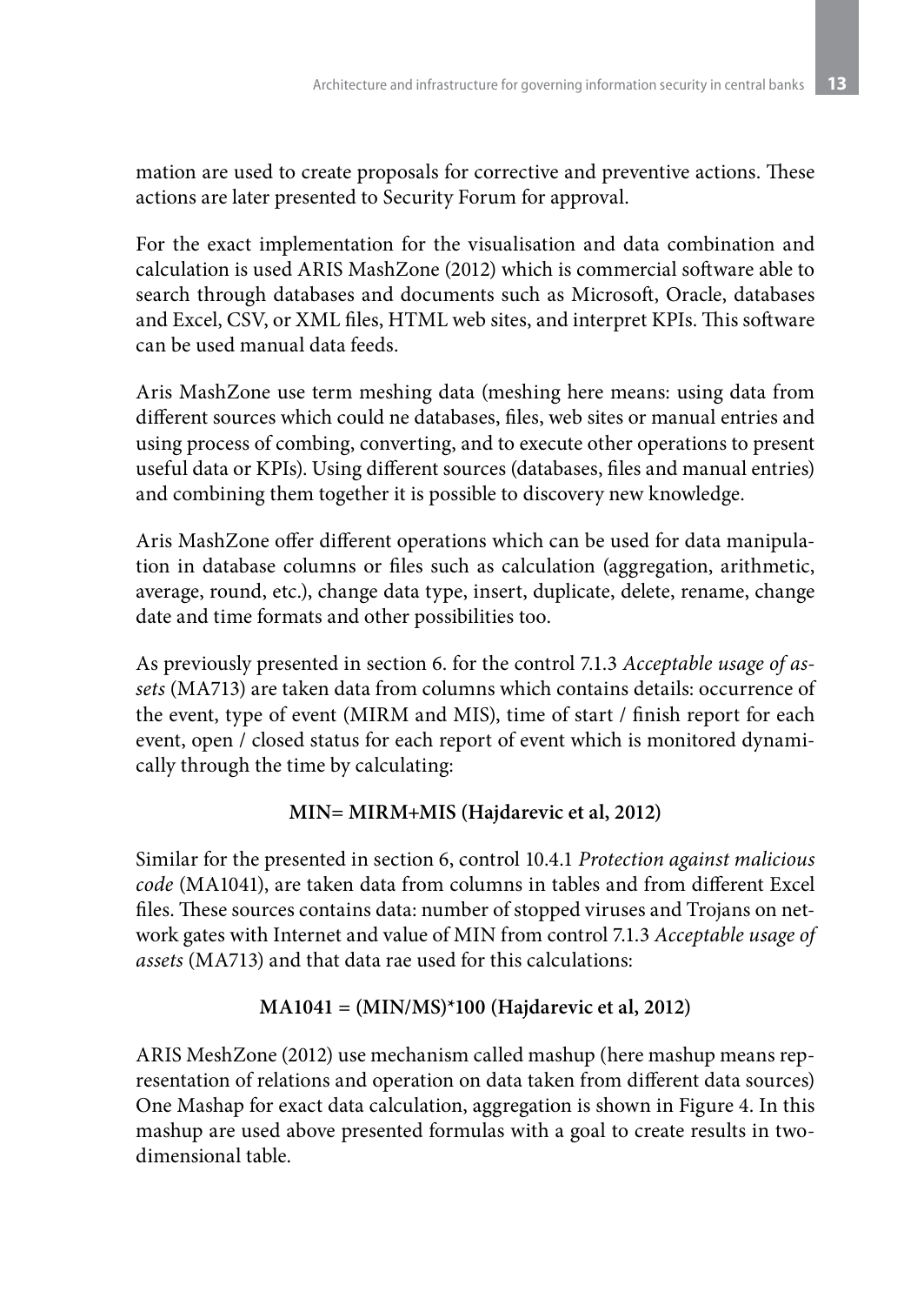mation are used to create proposals for corrective and preventive actions. These actions are later presented to Security Forum for approval.

For the exact implementation for the visualisation and data combination and calculation is used ARIS MashZone (2012) which is commercial software able to search through databases and documents such as Microsoft, Oracle, databases and Excel, CSV, or XML files, HTML web sites, and interpret KPIs. This software can be used manual data feeds.

Aris MashZone use term meshing data (meshing here means: using data from different sources which could ne databases, files, web sites or manual entries and using process of combing, converting, and to execute other operations to present useful data or KPIs). Using different sources (databases, files and manual entries) and combining them together it is possible to discovery new knowledge.

Aris MashZone offer different operations which can be used for data manipulation in database columns or files such as calculation (aggregation, arithmetic, average, round, etc.), change data type, insert, duplicate, delete, rename, change date and time formats and other possibilities too.

As previously presented in section 6. for the control 7.1.3 *Acceptable usage of assets* (MA713) are taken data from columns which contains details: occurrence of the event, type of event (MIRM and MIS), time of start / finish report for each event, open / closed status for each report of event which is monitored dynamically through the time by calculating:

**MIN= MIRM+MIS (Hajdarevic et al, 2012)**

Similar for the presented in section 6, control 10.4.1 *Protection against malicious code* (MA1041), are taken data from columns in tables and from different Excel files. These sources contains data: number of stopped viruses and Trojans on network gates with Internet and value of MIN from control 7.1.3 *Acceptable usage of assets* (MA713) and that data rae used for this calculations:

**MA1041 = (MIN/MS)*100 (Hajdarevic et al, 2012)**

ARIS MeshZone (2012) use mechanism called mashup (here mashup means representation of relations and operation on data taken from different data sources) One Mashap for exact data calculation, aggregation is shown in Figure 4. In this mashup are used above presented formulas with a goal to create results in two-dimensional table.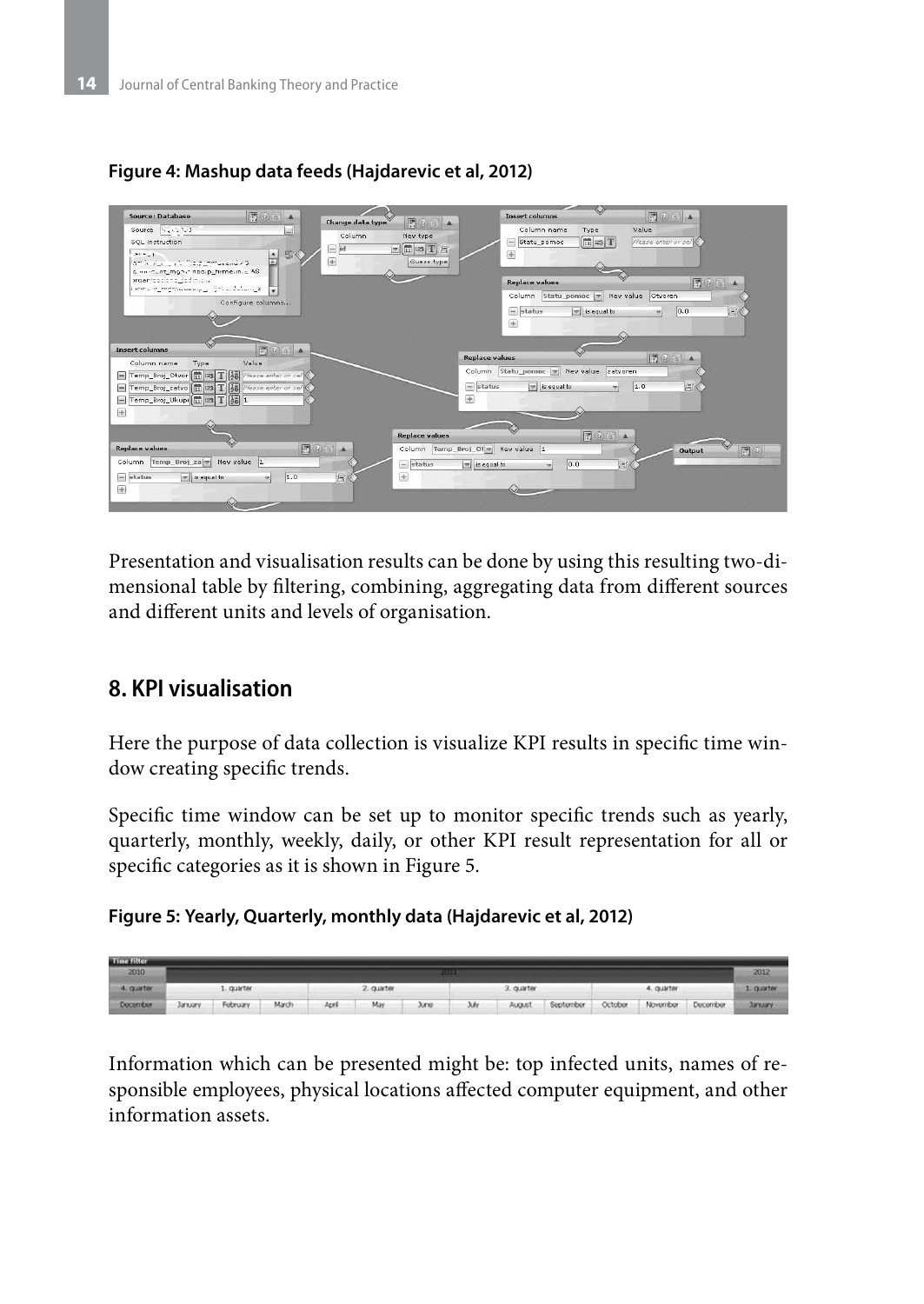**Figure 4: Mashup data feeds (Hajdarevic et al, 2012)**

Presentation and visualisation results can be done by using this resulting two-dimensional table by filtering, combining, aggregating data from different sources and different units and levels of organisation.

## 8. KPI visualisation

Here the purpose of data collection is visualize KPI results in specific time window creating specific trends.

Specific time window can be set up to monitor specific trends such as yearly, quarterly, monthly, weekly, daily, or other KPI result representation for all or specific categories as it is shown in Figure 5.

**Figure 5: Yearly, Quarterly, monthly data (Hajdarevic et al, 2012)**

Information which can be presented might be: top infected units, names of responsible employees, physical locations affected computer equipment, and other information assets.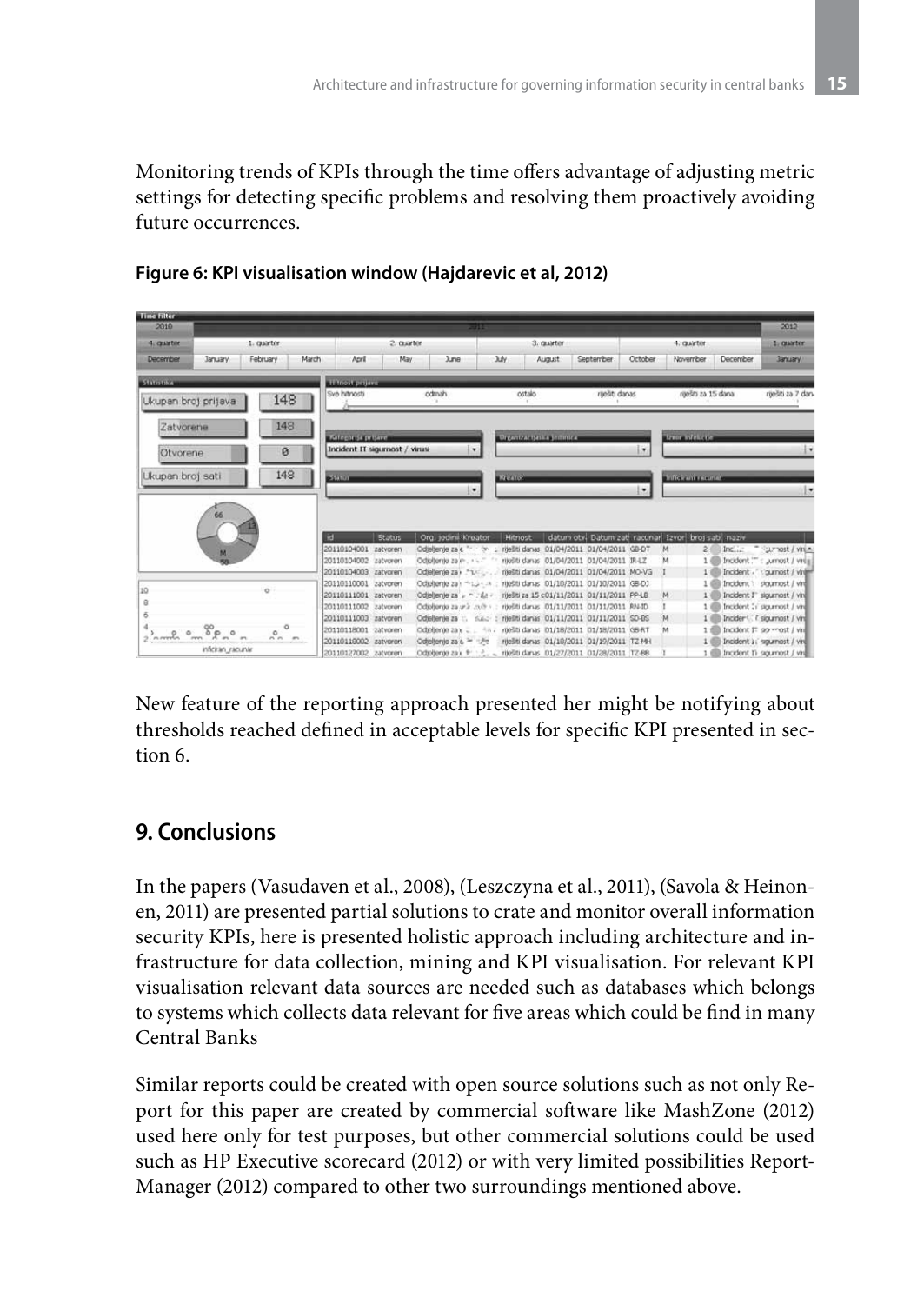Monitoring trends of KPIs through the time offers advantage of adjusting metric settings for detecting specific problems and resolving them proactively avoiding future occurrences.

**Figure 6: KPI visualisation window (Hajdarevic et al, 2012)**

New feature of the reporting approach presented her might be notifying about thresholds reached defined in acceptable levels for specific KPI presented in section 6.

## 9. Conclusions

In the papers (Vasudaven et al., 2008), (Leszczyna et al., 2011), (Savola & Heinonen, 2011) are presented partial solutions to crate and monitor overall information security KPIs, here is presented holistic approach including architecture and infrastructure for data collection, mining and KPI visualisation. For relevant KPI visualisation relevant data sources are needed such as databases which belongs to systems which collects data relevant for five areas which could be find in many Central Banks

Similar reports could be created with open source solutions such as not only Report for this paper are created by commercial software like MashZone (2012) used here only for test purposes, but other commercial solutions could be used such as HP Executive scorecard (2012) or with very limited possibilities Report-Manager (2012) compared to other two surroundings mentioned above.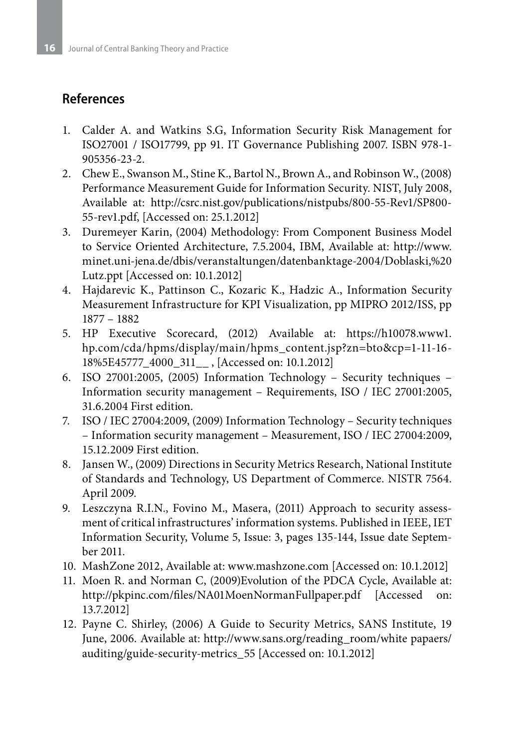## References

1. Calder A. and Watkins S.G, Information Security Risk Management for ISO27001 / ISO17799, pp 91. IT Governance Publishing 2007. ISBN 978-1-905356-23-2.
2. Chew E., Swanson M., Stine K., Bartol N., Brown A., and Robinson W., (2008) Performance Measurement Guide for Information Security. NIST, July 2008, Available at: http://csrc.nist.gov/publications/nistpubs/800-55-Rev1/SP800-55-rev1.pdf, [Accessed on: 25.1.2012]
3. Duremeyer Karin, (2004) Methodology: From Component Business Model to Service Oriented Architecture, 7.5.2004, IBM, Available at: http://www.minet.uni-jena.de/dbis/veranstaltungen/datenbanktage-2004/Doblaski,%20Lutz.ppt [Accessed on: 10.1.2012]
4. Hajdarevic K., Pattinson C., Kozaric K., Hadzic A., Information Security Measurement Infrastructure for KPI Visualization, pp MIPRO 2012/ISS, pp 1877 – 1882
5. HP Executive Scorecard, (2012) Available at: https://h10078.www1.hp.com/cda/hpms/display/main/hpms_content.jsp?zn=bto&cp=1-11-16-18%5E45777_4000_311__ , [Accessed on: 10.1.2012]
6. ISO 27001:2005, (2005) Information Technology – Security techniques – Information security management – Requirements, ISO / IEC 27001:2005, 31.6.2004 First edition.
7. ISO / IEC 27004:2009, (2009) Information Technology – Security techniques – Information security management – Measurement, ISO / IEC 27004:2009, 15.12.2009 First edition.
8. Jansen W., (2009) Directions in Security Metrics Research, National Institute of Standards and Technology, US Department of Commerce. NISTR 7564. April 2009.
9. Leszczyna R.I.N., Fovino M., Masera, (2011) Approach to security assessment of critical infrastructures' information systems. Published in IEEE, IET Information Security, Volume 5, Issue: 3, pages 135-144, Issue date September 2011.
10. MashZone 2012, Available at: www.mashzone.com [Accessed on: 10.1.2012]
11. Moen R. and Norman C, (2009)Evolution of the PDCA Cycle, Available at: http://pkpinc.com/files/NA01MoenNormanFullpaper.pdf [Accessed on: 13.7.2012]
12. Payne C. Shirley, (2006) A Guide to Security Metrics, SANS Institute, 19 June, 2006. Available at: http://www.sans.org/reading_room/white papaers/auditing/guide-security-metrics_55 [Accessed on: 10.1.2012]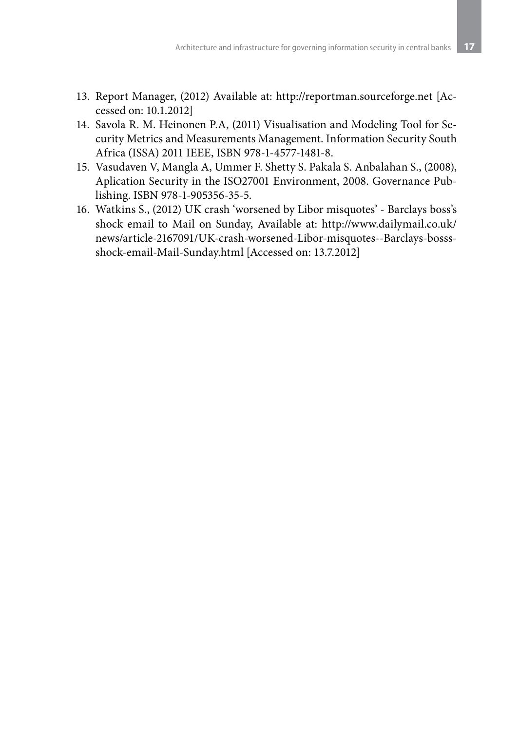13. Report Manager, (2012) Available at: http://reportman.sourceforge.net [Accessed on: 10.1.2012]
14. Savola R. M. Heinonen P.A, (2011) Visualisation and Modeling Tool for Security Metrics and Measurements Management. Information Security South Africa (ISSA) 2011 IEEE, ISBN 978-1-4577-1481-8.
15. Vasudaven V, Mangla A, Ummer F. Shetty S. Pakala S. Anbalahan S., (2008), Aplication Security in the ISO27001 Environment, 2008. Governance Publishing. ISBN 978-1-905356-35-5.
16. Watkins S., (2012) UK crash 'worsened by Libor misquotes' - Barclays boss's shock email to Mail on Sunday, Available at: http://www.dailymail.co.uk/news/article-2167091/UK-crash-worsened-Libor-misquotes--Barclays-bosss-shock-email-Mail-Sunday.html [Accessed on: 13.7.2012]